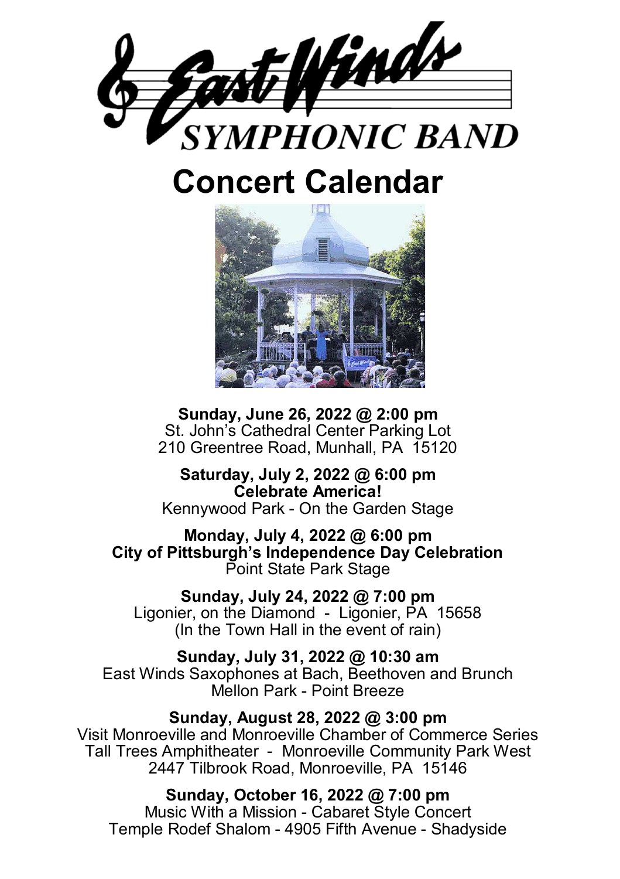# East Winds SYMPHONIC BAND

# Concert Calendar

**Sunday, June 26, 2022 @ 2:00 pm**
St. John's Cathedral Center Parking Lot
210 Greentree Road, Munhall, PA 15120

**Saturday, July 2, 2022 @ 6:00 pm**
**Celebrate America!**
Kennywood Park - On the Garden Stage

**Monday, July 4, 2022 @ 6:00 pm**
**City of Pittsburgh's Independence Day Celebration**
Point State Park Stage

**Sunday, July 24, 2022 @ 7:00 pm**
Ligonier, on the Diamond - Ligonier, PA 15658
(In the Town Hall in the event of rain)

**Sunday, July 31, 2022 @ 10:30 am**
East Winds Saxophones at Bach, Beethoven and Brunch
Mellon Park - Point Breeze

**Sunday, August 28, 2022 @ 3:00 pm**
Visit Monroeville and Monroeville Chamber of Commerce Series
Tall Trees Amphitheater - Monroeville Community Park West
2447 Tilbrook Road, Monroeville, PA 15146

**Sunday, October 16, 2022 @ 7:00 pm**
Music With a Mission - Cabaret Style Concert
Temple Rodef Shalom - 4905 Fifth Avenue - Shadyside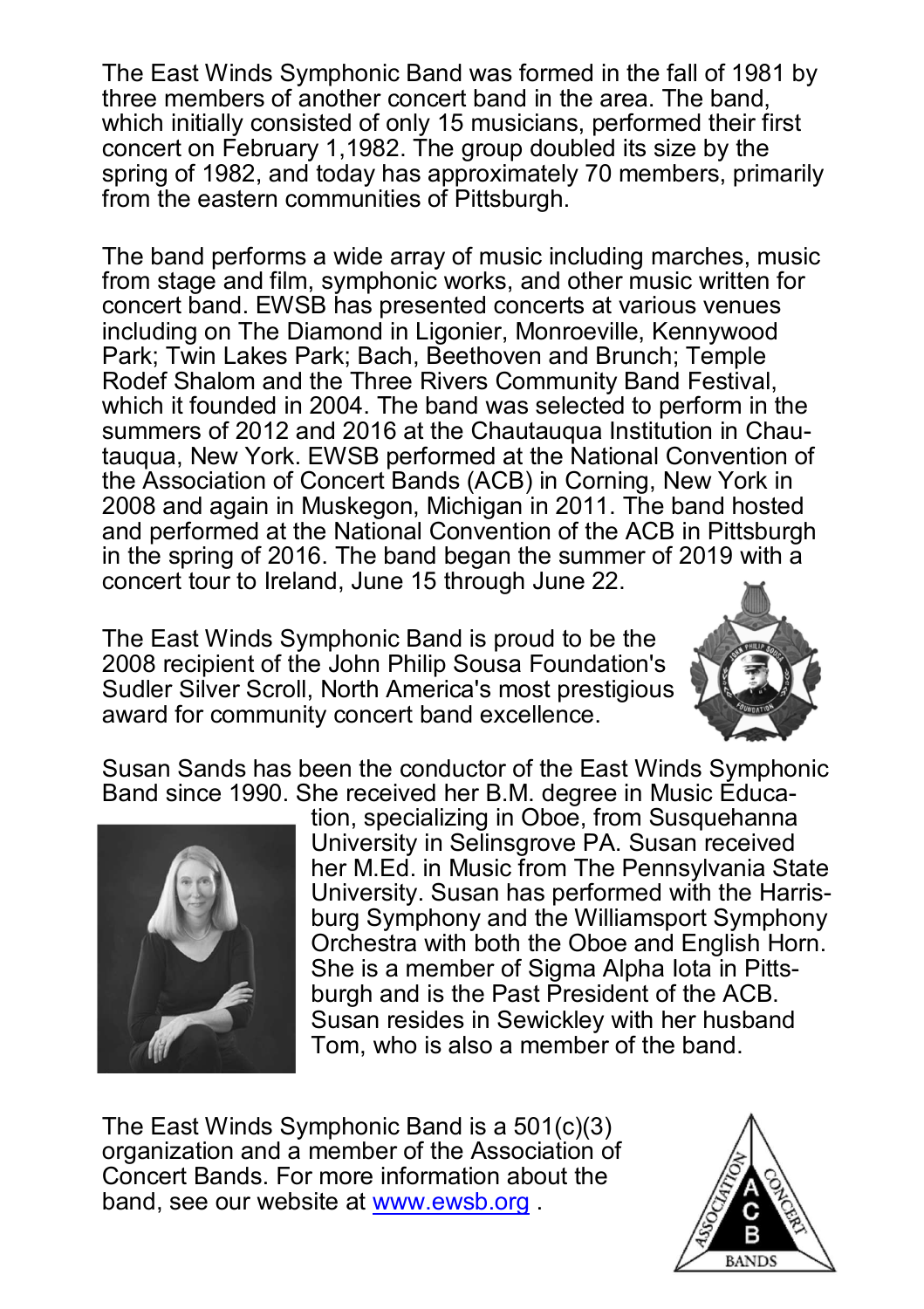The East Winds Symphonic Band was formed in the fall of 1981 by three members of another concert band in the area. The band, which initially consisted of only 15 musicians, performed their first concert on February 1,1982. The group doubled its size by the spring of 1982, and today has approximately 70 members, primarily from the eastern communities of Pittsburgh.

The band performs a wide array of music including marches, music from stage and film, symphonic works, and other music written for concert band. EWSB has presented concerts at various venues including on The Diamond in Ligonier, Monroeville, Kennywood Park; Twin Lakes Park; Bach, Beethoven and Brunch; Temple Rodef Shalom and the Three Rivers Community Band Festival, which it founded in 2004. The band was selected to perform in the summers of 2012 and 2016 at the Chautauqua Institution in Chautauqua, New York. EWSB performed at the National Convention of the Association of Concert Bands (ACB) in Corning, New York in 2008 and again in Muskegon, Michigan in 2011. The band hosted and performed at the National Convention of the ACB in Pittsburgh in the spring of 2016. The band began the summer of 2019 with a concert tour to Ireland, June 15 through June 22.

The East Winds Symphonic Band is proud to be the 2008 recipient of the John Philip Sousa Foundation's Sudler Silver Scroll, North America's most prestigious award for community concert band excellence.

Susan Sands has been the conductor of the East Winds Symphonic Band since 1990. She received her B.M. degree in Music Education, specializing in Oboe, from Susquehanna University in Selinsgrove PA. Susan received her M.Ed. in Music from The Pennsylvania State University. Susan has performed with the Harrisburg Symphony and the Williamsport Symphony Orchestra with both the Oboe and English Horn. She is a member of Sigma Alpha Iota in Pittsburgh and is the Past President of the ACB. Susan resides in Sewickley with her husband Tom, who is also a member of the band.

The East Winds Symphonic Band is a 501(c)(3) organization and a member of the Association of Concert Bands. For more information about the band, see our website at www.ewsb.org .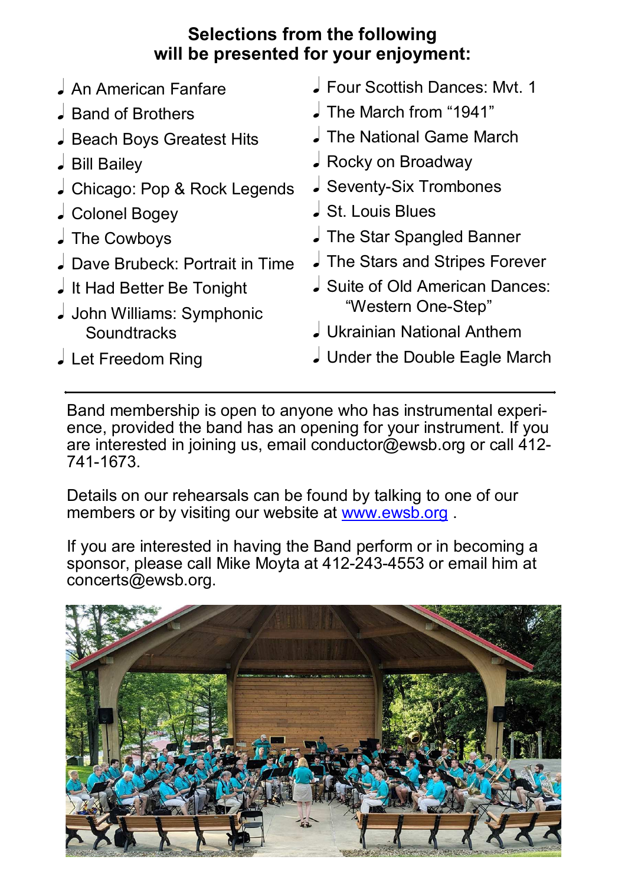**Selections from the following will be presented for your enjoyment:**

- An American Fanfare
- Band of Brothers
- Beach Boys Greatest Hits
- Bill Bailey
- Chicago: Pop & Rock Legends
- Colonel Bogey
- The Cowboys
- Dave Brubeck: Portrait in Time
- It Had Better Be Tonight
- John Williams: Symphonic Soundtracks
- Let Freedom Ring
- Four Scottish Dances: Mvt. 1
- The March from "1941"
- The National Game March
- Rocky on Broadway
- Seventy-Six Trombones
- St. Louis Blues
- The Star Spangled Banner
- The Stars and Stripes Forever
- Suite of Old American Dances: "Western One-Step"
- Ukrainian National Anthem
- Under the Double Eagle March

---

Band membership is open to anyone who has instrumental experience, provided the band has an opening for your instrument. If you are interested in joining us, email conductor@ewsb.org or call 412-741-1673.

Details on our rehearsals can be found by talking to one of our members or by visiting our website at www.ewsb.org .

If you are interested in having the Band perform or in becoming a sponsor, please call Mike Moyta at 412-243-4553 or email him at concerts@ewsb.org.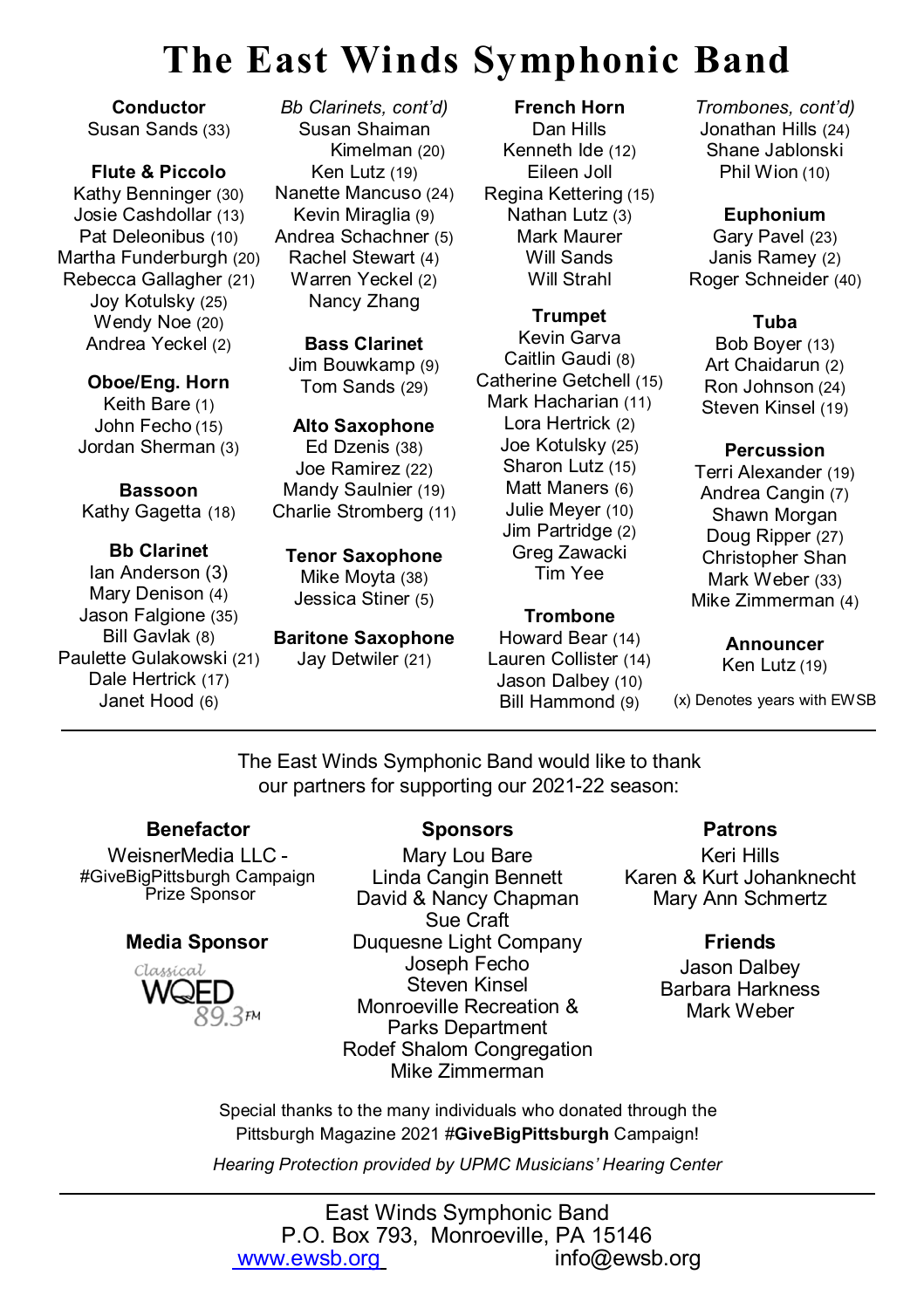# The East Winds Symphonic Band

**Conductor**
Susan Sands (33)

**Flute & Piccolo**
Kathy Benninger (30)
Josie Cashdollar (13)
Pat Deleonibus (10)
Martha Funderburgh (20)
Rebecca Gallagher (21)
Joy Kotulsky (25)
Wendy Noe (20)
Andrea Yeckel (2)

**Oboe/Eng. Horn**
Keith Bare (1)
John Fecho (15)
Jordan Sherman (3)

**Bassoon**
Kathy Gagetta (18)

**Bb Clarinet**
Ian Anderson (3)
Mary Denison (4)
Jason Falgione (35)
Bill Gavlak (8)
Paulette Gulakowski (21)
Dale Hertrick (17)
Janet Hood (6)

*Bb Clarinets, cont'd)*
Susan Shaiman Kimelman (20)
Ken Lutz (19)
Nanette Mancuso (24)
Kevin Miraglia (9)
Andrea Schachner (5)
Rachel Stewart (4)
Warren Yeckel (2)
Nancy Zhang

**Bass Clarinet**
Jim Bouwkamp (9)
Tom Sands (29)

**Alto Saxophone**
Ed Dzenis (38)
Joe Ramirez (22)
Mandy Saulnier (19)
Charlie Stromberg (11)

**Tenor Saxophone**
Mike Moyta (38)
Jessica Stiner (5)

**Baritone Saxophone**
Jay Detwiler (21)

**French Horn**
Dan Hills
Kenneth Ide (12)
Eileen Joll
Regina Kettering (15)
Nathan Lutz (3)
Mark Maurer
Will Sands
Will Strahl

**Trumpet**
Kevin Garva
Caitlin Gaudi (8)
Catherine Getchell (15)
Mark Hacharian (11)
Lora Hertrick (2)
Joe Kotulsky (25)
Sharon Lutz (15)
Matt Maners (6)
Julie Meyer (10)
Jim Partridge (2)
Greg Zawacki
Tim Yee

**Trombone**
Howard Bear (14)
Lauren Collister (14)
Jason Dalbey (10)
Bill Hammond (9)

*Trombones, cont'd)*
Jonathan Hills (24)
Shane Jablonski
Phil Wion (10)

**Euphonium**
Gary Pavel (23)
Janis Ramey (2)
Roger Schneider (40)

**Tuba**
Bob Boyer (13)
Art Chaidarun (2)
Ron Johnson (24)
Steven Kinsel (19)

**Percussion**
Terri Alexander (19)
Andrea Cangin (7)
Shawn Morgan
Doug Ripper (27)
Christopher Shan
Mark Weber (33)
Mike Zimmerman (4)

**Announcer**
Ken Lutz (19)

(x) Denotes years with EWSB

---

The East Winds Symphonic Band would like to thank our partners for supporting our 2021-22 season:

**Benefactor**
WeisnerMedia LLC - #GiveBigPittsburgh Campaign Prize Sponsor

**Media Sponsor**
Classical WQED 89.3FM

**Sponsors**
Mary Lou Bare
Linda Cangin Bennett
David & Nancy Chapman
Sue Craft
Duquesne Light Company
Joseph Fecho
Steven Kinsel
Monroeville Recreation & Parks Department
Rodef Shalom Congregation
Mike Zimmerman

**Patrons**
Keri Hills
Karen & Kurt Johanknecht
Mary Ann Schmertz

**Friends**
Jason Dalbey
Barbara Harkness
Mark Weber

Special thanks to the many individuals who donated through the Pittsburgh Magazine 2021 #**GiveBigPittsburgh** Campaign!

*Hearing Protection provided by UPMC Musicians' Hearing Center*

---

East Winds Symphonic Band
P.O. Box 793, Monroeville, PA 15146
www.ewsb.org info@ewsb.org